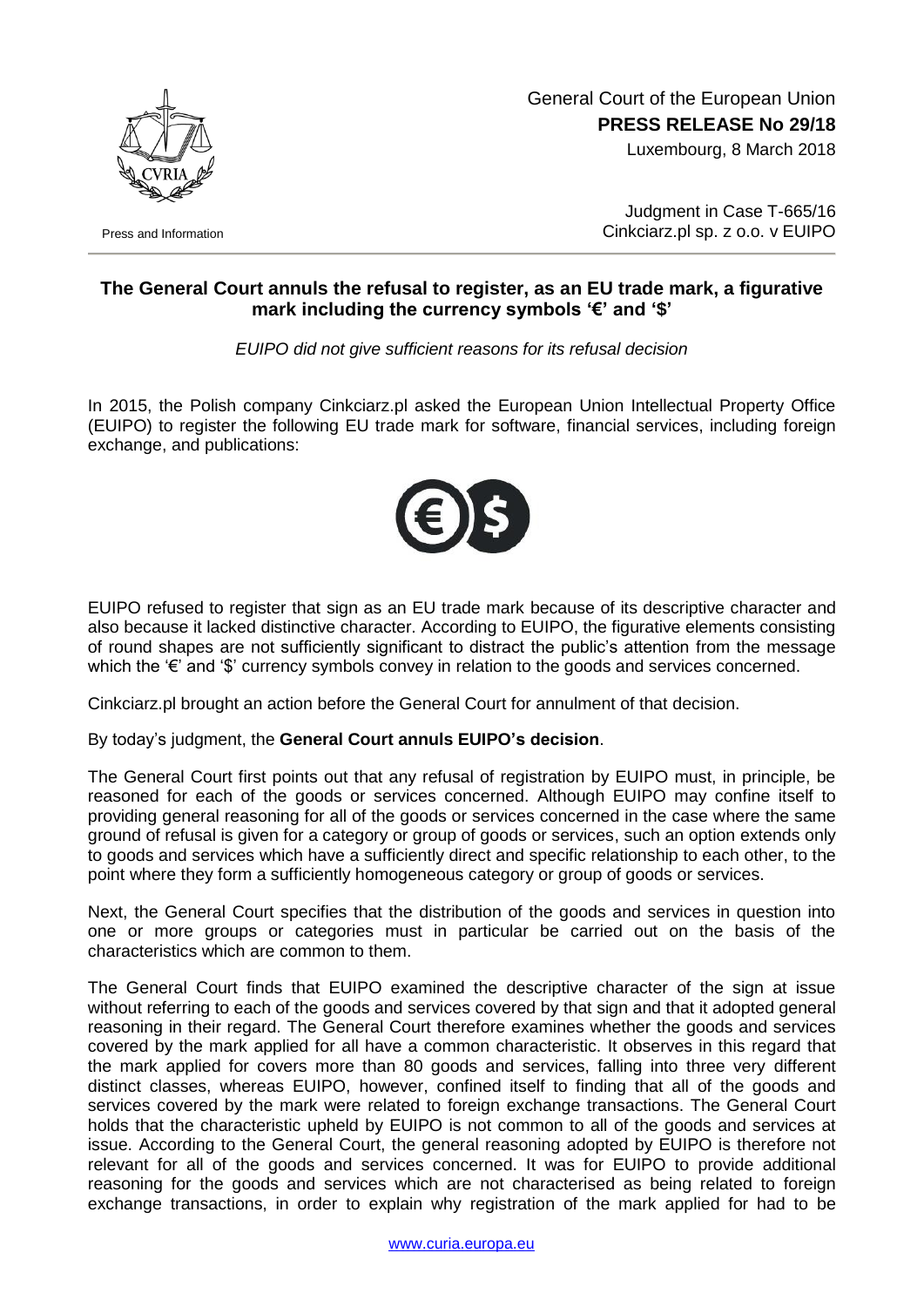General Court of the European Union
**PRESS RELEASE No 29/18**
Luxembourg, 8 March 2018

Press and Information

Judgment in Case T-665/16
Cinkciarz.pl sp. z o.o. v EUIPO

## The General Court annuls the refusal to register, as an EU trade mark, a figurative mark including the currency symbols '€' and '$'

*EUIPO did not give sufficient reasons for its refusal decision*

In 2015, the Polish company Cinkciarz.pl asked the European Union Intellectual Property Office (EUIPO) to register the following EU trade mark for software, financial services, including foreign exchange, and publications:

EUIPO refused to register that sign as an EU trade mark because of its descriptive character and also because it lacked distinctive character. According to EUIPO, the figurative elements consisting of round shapes are not sufficiently significant to distract the public's attention from the message which the '€' and '$' currency symbols convey in relation to the goods and services concerned.

Cinkciarz.pl brought an action before the General Court for annulment of that decision.

By today's judgment, the **General Court annuls EUIPO's decision**.

The General Court first points out that any refusal of registration by EUIPO must, in principle, be reasoned for each of the goods or services concerned. Although EUIPO may confine itself to providing general reasoning for all of the goods or services concerned in the case where the same ground of refusal is given for a category or group of goods or services, such an option extends only to goods and services which have a sufficiently direct and specific relationship to each other, to the point where they form a sufficiently homogeneous category or group of goods or services.

Next, the General Court specifies that the distribution of the goods and services in question into one or more groups or categories must in particular be carried out on the basis of the characteristics which are common to them.

The General Court finds that EUIPO examined the descriptive character of the sign at issue without referring to each of the goods and services covered by that sign and that it adopted general reasoning in their regard. The General Court therefore examines whether the goods and services covered by the mark applied for all have a common characteristic. It observes in this regard that the mark applied for covers more than 80 goods and services, falling into three very different distinct classes, whereas EUIPO, however, confined itself to finding that all of the goods and services covered by the mark were related to foreign exchange transactions. The General Court holds that the characteristic upheld by EUIPO is not common to all of the goods and services at issue. According to the General Court, the general reasoning adopted by EUIPO is therefore not relevant for all of the goods and services concerned. It was for EUIPO to provide additional reasoning for the goods and services which are not characterised as being related to foreign exchange transactions, in order to explain why registration of the mark applied for had to be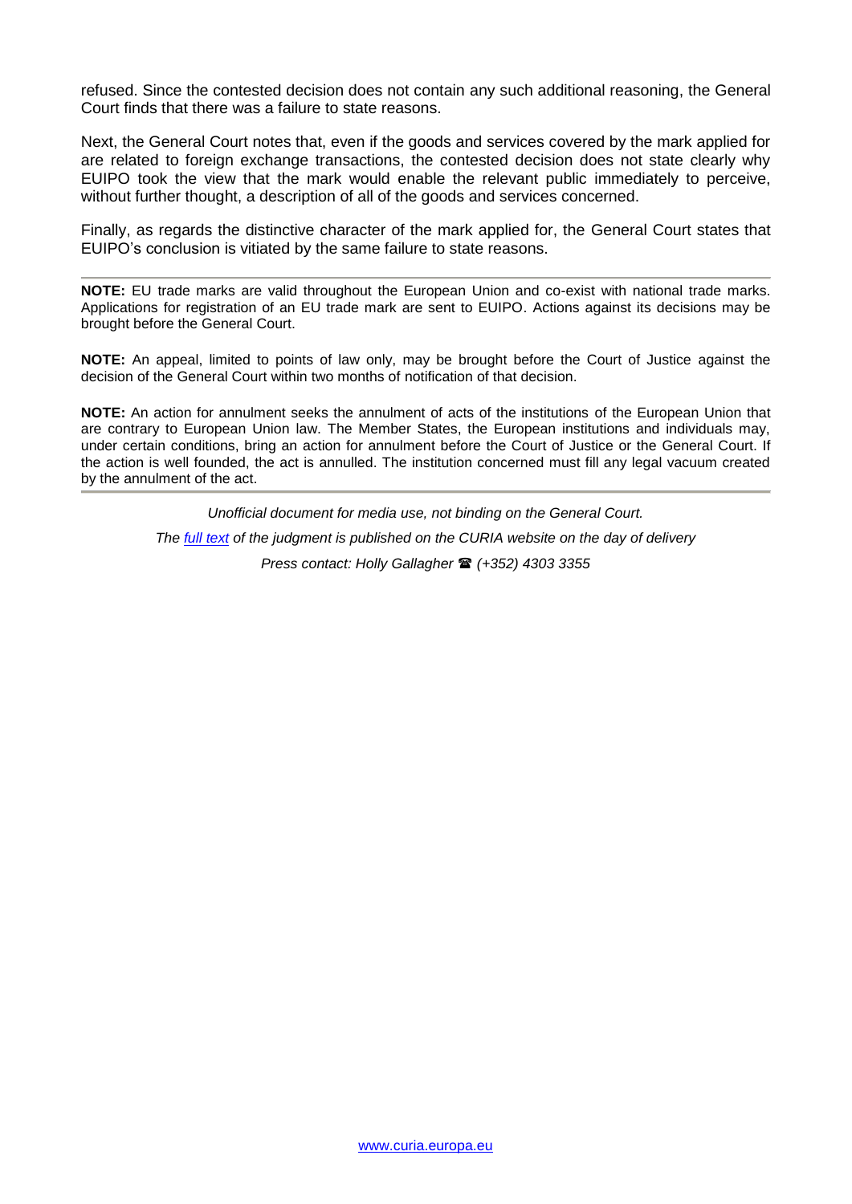refused. Since the contested decision does not contain any such additional reasoning, the General Court finds that there was a failure to state reasons.

Next, the General Court notes that, even if the goods and services covered by the mark applied for are related to foreign exchange transactions, the contested decision does not state clearly why EUIPO took the view that the mark would enable the relevant public immediately to perceive, without further thought, a description of all of the goods and services concerned.

Finally, as regards the distinctive character of the mark applied for, the General Court states that EUIPO's conclusion is vitiated by the same failure to state reasons.

---

**NOTE:** EU trade marks are valid throughout the European Union and co-exist with national trade marks. Applications for registration of an EU trade mark are sent to EUIPO. Actions against its decisions may be brought before the General Court.

**NOTE:** An appeal, limited to points of law only, may be brought before the Court of Justice against the decision of the General Court within two months of notification of that decision.

**NOTE:** An action for annulment seeks the annulment of acts of the institutions of the European Union that are contrary to European Union law. The Member States, the European institutions and individuals may, under certain conditions, bring an action for annulment before the Court of Justice or the General Court. If the action is well founded, the act is annulled. The institution concerned must fill any legal vacuum created by the annulment of the act.

---

*Unofficial document for media use, not binding on the General Court.*

*The full text of the judgment is published on the CURIA website on the day of delivery*

*Press contact: Holly Gallagher ☎ (+352) 4303 3355*

www.curia.europa.eu